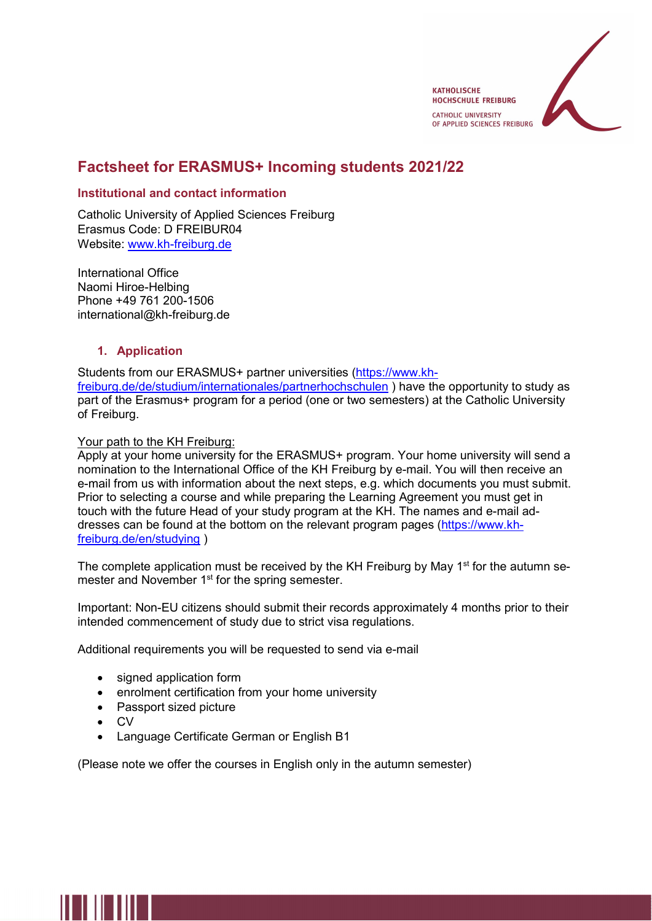# Factsheet for ERASMUS+ Incoming students 2021/22

## Institutional and contact information

Catholic University of Applied Sciences Freiburg
Erasmus Code: D FREIBUR04
Website: [www.kh-freiburg.de](www.kh-freiburg.de)

International Office
Naomi Hiroe-Helbing
Phone +49 761 200-1506
international@kh-freiburg.de

## 1. Application

Students from our ERASMUS+ partner universities ([https://www.kh-freiburg.de/de/studium/internationales/partnerhochschulen](https://www.kh-freiburg.de/de/studium/internationales/partnerhochschulen) ) have the opportunity to study as part of the Erasmus+ program for a period (one or two semesters) at the Catholic University of Freiburg.

Your path to the KH Freiburg:
Apply at your home university for the ERASMUS+ program. Your home university will send a nomination to the International Office of the KH Freiburg by e-mail. You will then receive an e-mail from us with information about the next steps, e.g. which documents you must submit. Prior to selecting a course and while preparing the Learning Agreement you must get in touch with the future Head of your study program at the KH. The names and e-mail addresses can be found at the bottom on the relevant program pages ([https://www.kh-freiburg.de/en/studying](https://www.kh-freiburg.de/en/studying) )

The complete application must be received by the KH Freiburg by May 1st for the autumn semester and November 1st for the spring semester.

Important: Non-EU citizens should submit their records approximately 4 months prior to their intended commencement of study due to strict visa regulations.

Additional requirements you will be requested to send via e-mail

- signed application form
- enrolment certification from your home university
- Passport sized picture
- CV
- Language Certificate German or English B1

(Please note we offer the courses in English only in the autumn semester)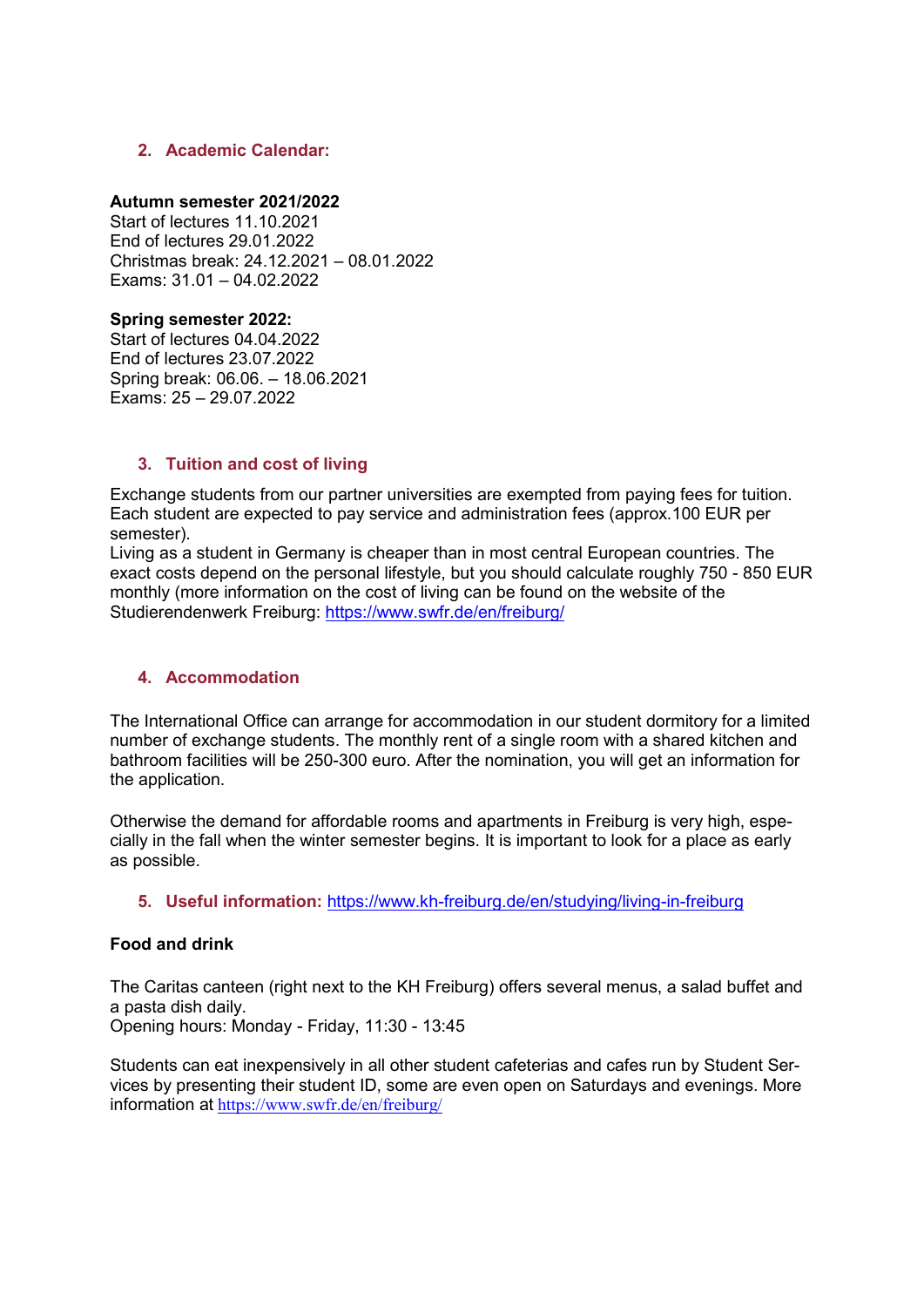## 2. Academic Calendar:

**Autumn semester 2021/2022**
Start of lectures 11.10.2021
End of lectures 29.01.2022
Christmas break: 24.12.2021 – 08.01.2022
Exams: 31.01 – 04.02.2022

**Spring semester 2022:**
Start of lectures 04.04.2022
End of lectures 23.07.2022
Spring break: 06.06. – 18.06.2021
Exams: 25 – 29.07.2022

## 3. Tuition and cost of living

Exchange students from our partner universities are exempted from paying fees for tuition. Each student are expected to pay service and administration fees (approx.100 EUR per semester).
Living as a student in Germany is cheaper than in most central European countries. The exact costs depend on the personal lifestyle, but you should calculate roughly 750 - 850 EUR monthly (more information on the cost of living can be found on the website of the Studierendenwerk Freiburg: [https://www.swfr.de/en/freiburg/](https://www.swfr.de/en/freiburg/)

## 4. Accommodation

The International Office can arrange for accommodation in our student dormitory for a limited number of exchange students. The monthly rent of a single room with a shared kitchen and bathroom facilities will be 250-300 euro. After the nomination, you will get an information for the application.

Otherwise the demand for affordable rooms and apartments in Freiburg is very high, especially in the fall when the winter semester begins. It is important to look for a place as early as possible.

## 5. Useful information: [https://www.kh-freiburg.de/en/studying/living-in-freiburg](https://www.kh-freiburg.de/en/studying/living-in-freiburg)

**Food and drink**

The Caritas canteen (right next to the KH Freiburg) offers several menus, a salad buffet and a pasta dish daily.
Opening hours: Monday - Friday, 11:30 - 13:45

Students can eat inexpensively in all other student cafeterias and cafes run by Student Services by presenting their student ID, some are even open on Saturdays and evenings. More information at [https://www.swfr.de/en/freiburg/](https://www.swfr.de/en/freiburg/)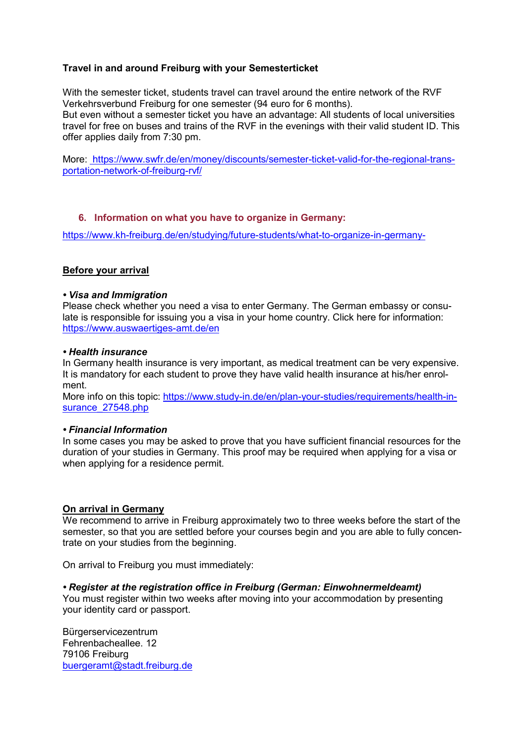**Travel in and around Freiburg with your Semesterticket**

With the semester ticket, students travel can travel around the entire network of the RVF Verkehrsverbund Freiburg for one semester (94 euro for 6 months).
But even without a semester ticket you have an advantage: All students of local universities travel for free on buses and trains of the RVF in the evenings with their valid student ID. This offer applies daily from 7:30 pm.

More: [https://www.swfr.de/en/money/discounts/semester-ticket-valid-for-the-regional-transportation-network-of-freiburg-rvf/](https://www.swfr.de/en/money/discounts/semester-ticket-valid-for-the-regional-transportation-network-of-freiburg-rvf/)

## 6. Information on what you have to organize in Germany:

[https://www.kh-freiburg.de/en/studying/future-students/what-to-organize-in-germany-](https://www.kh-freiburg.de/en/studying/future-students/what-to-organize-in-germany-)

### Before your arrival

**• *Visa and Immigration***
Please check whether you need a visa to enter Germany. The German embassy or consulate is responsible for issuing you a visa in your home country. Click here for information: [https://www.auswaertiges-amt.de/en](https://www.auswaertiges-amt.de/en)

**• *Health insurance***
In Germany health insurance is very important, as medical treatment can be very expensive. It is mandatory for each student to prove they have valid health insurance at his/her enrolment.
More info on this topic: [https://www.study-in.de/en/plan-your-studies/requirements/health-insurance_27548.php](https://www.study-in.de/en/plan-your-studies/requirements/health-insurance_27548.php)

**• *Financial Information***
In some cases you may be asked to prove that you have sufficient financial resources for the duration of your studies in Germany. This proof may be required when applying for a visa or when applying for a residence permit.

### On arrival in Germany

We recommend to arrive in Freiburg approximately two to three weeks before the start of the semester, so that you are settled before your courses begin and you are able to fully concentrate on your studies from the beginning.

On arrival to Freiburg you must immediately:

**• *Register at the registration office in Freiburg (German: Einwohnermeldeamt)***
You must register within two weeks after moving into your accommodation by presenting your identity card or passport.

Bürgerservicezentrum
Fehrenbacheallee. 12
79106 Freiburg
[buergeramt@stadt.freiburg.de](mailto:buergeramt@stadt.freiburg.de)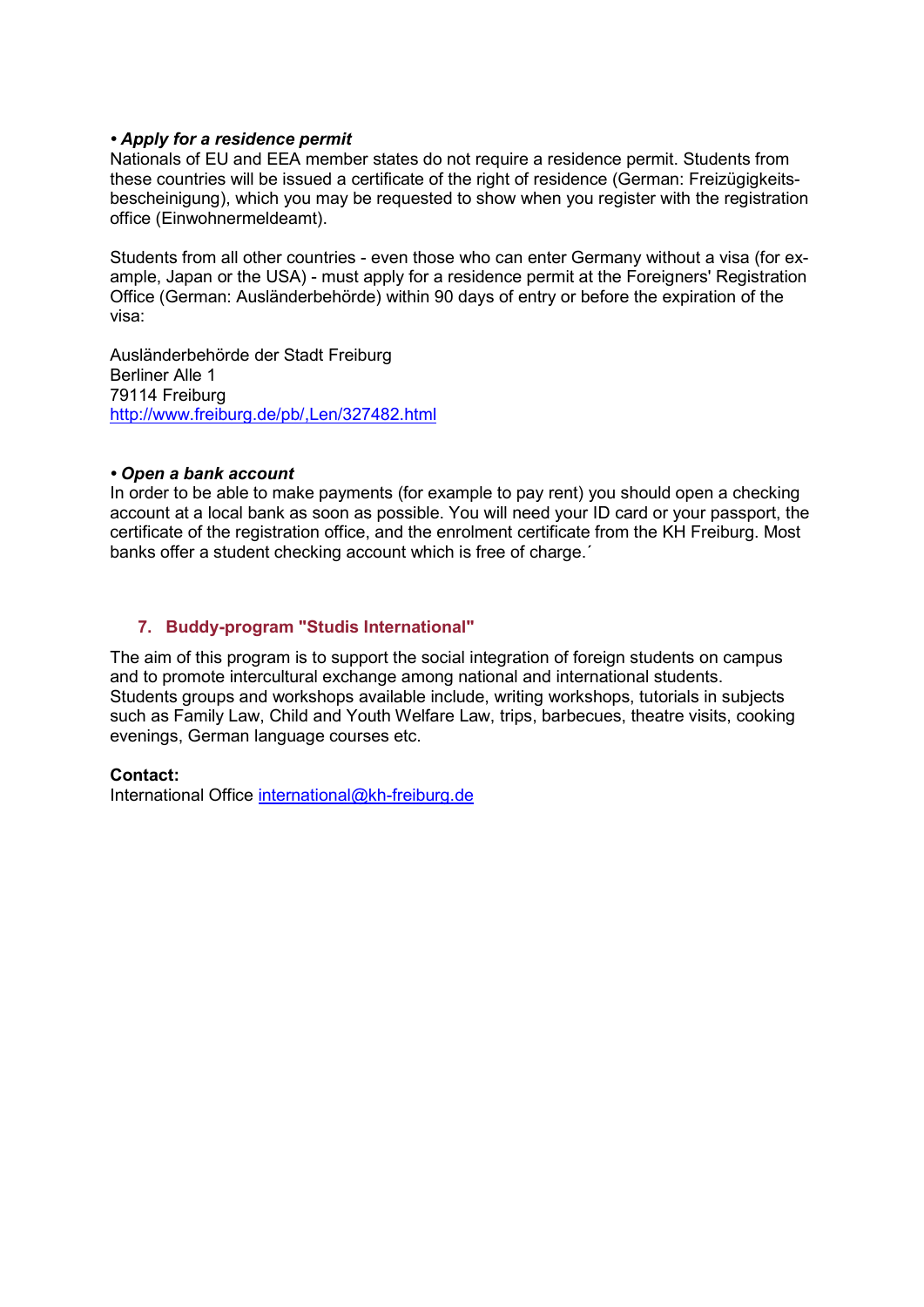***• Apply for a residence permit***

Nationals of EU and EEA member states do not require a residence permit. Students from these countries will be issued a certificate of the right of residence (German: Freizügigkeits-bescheinigung), which you may be requested to show when you register with the registration office (Einwohnermeldeamt).

Students from all other countries - even those who can enter Germany without a visa (for example, Japan or the USA) - must apply for a residence permit at the Foreigners' Registration Office (German: Ausländerbehörde) within 90 days of entry or before the expiration of the visa:

Ausländerbehörde der Stadt Freiburg
Berliner Alle 1
79114 Freiburg
http://www.freiburg.de/pb/,Len/327482.html

***• Open a bank account***

In order to be able to make payments (for example to pay rent) you should open a checking account at a local bank as soon as possible. You will need your ID card or your passport, the certificate of the registration office, and the enrolment certificate from the KH Freiburg. Most banks offer a student checking account which is free of charge.´

## 7. Buddy-program "Studis International"

The aim of this program is to support the social integration of foreign students on campus and to promote intercultural exchange among national and international students.
Students groups and workshops available include, writing workshops, tutorials in subjects such as Family Law, Child and Youth Welfare Law, trips, barbecues, theatre visits, cooking evenings, German language courses etc.

**Contact:**
International Office international@kh-freiburg.de